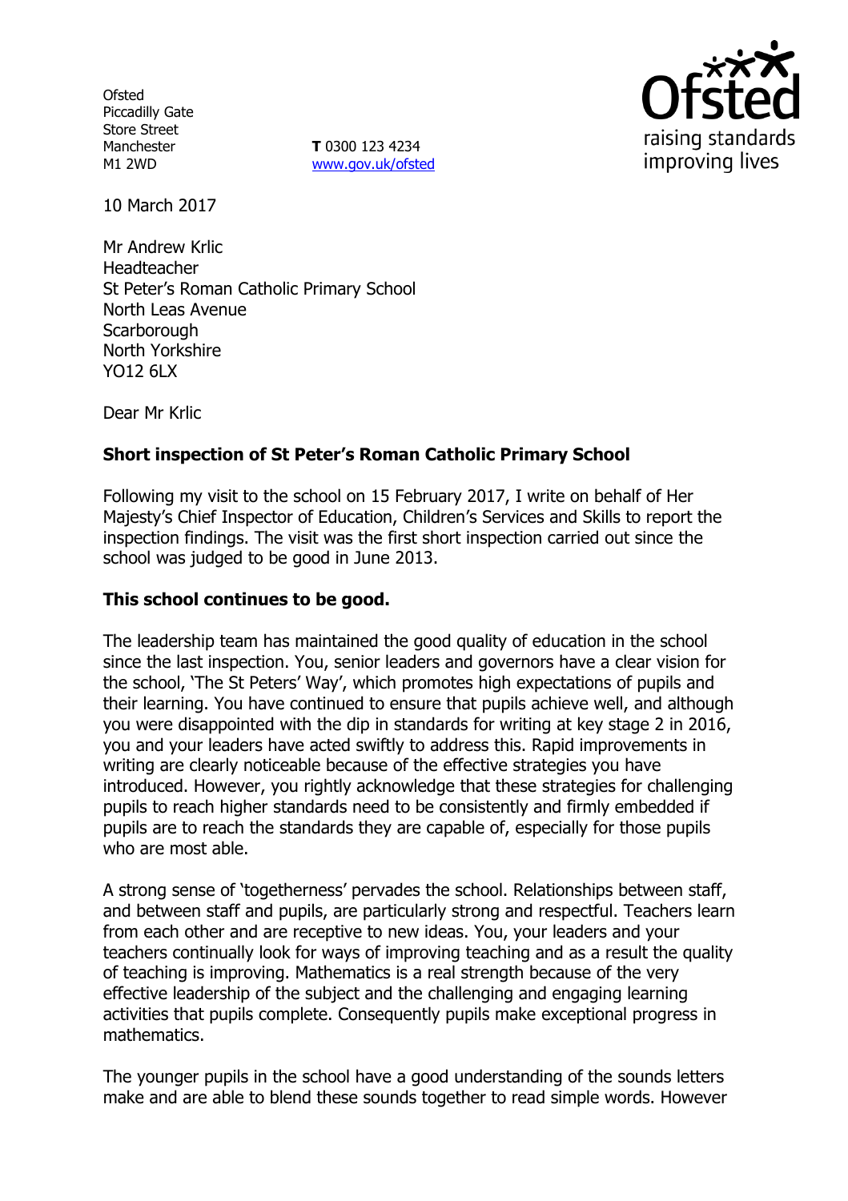Ofsted
Piccadilly Gate
Store Street
Manchester
M1 2WD

**T** 0300 123 4234
www.gov.uk/ofsted

10 March 2017

Mr Andrew Krlic
Headteacher
St Peter's Roman Catholic Primary School
North Leas Avenue
Scarborough
North Yorkshire
YO12 6LX

Dear Mr Krlic

**Short inspection of St Peter's Roman Catholic Primary School**

Following my visit to the school on 15 February 2017, I write on behalf of Her Majesty's Chief Inspector of Education, Children's Services and Skills to report the inspection findings. The visit was the first short inspection carried out since the school was judged to be good in June 2013.

**This school continues to be good.**

The leadership team has maintained the good quality of education in the school since the last inspection. You, senior leaders and governors have a clear vision for the school, 'The St Peters' Way', which promotes high expectations of pupils and their learning. You have continued to ensure that pupils achieve well, and although you were disappointed with the dip in standards for writing at key stage 2 in 2016, you and your leaders have acted swiftly to address this. Rapid improvements in writing are clearly noticeable because of the effective strategies you have introduced. However, you rightly acknowledge that these strategies for challenging pupils to reach higher standards need to be consistently and firmly embedded if pupils are to reach the standards they are capable of, especially for those pupils who are most able.

A strong sense of 'togetherness' pervades the school. Relationships between staff, and between staff and pupils, are particularly strong and respectful. Teachers learn from each other and are receptive to new ideas. You, your leaders and your teachers continually look for ways of improving teaching and as a result the quality of teaching is improving. Mathematics is a real strength because of the very effective leadership of the subject and the challenging and engaging learning activities that pupils complete. Consequently pupils make exceptional progress in mathematics.

The younger pupils in the school have a good understanding of the sounds letters make and are able to blend these sounds together to read simple words. However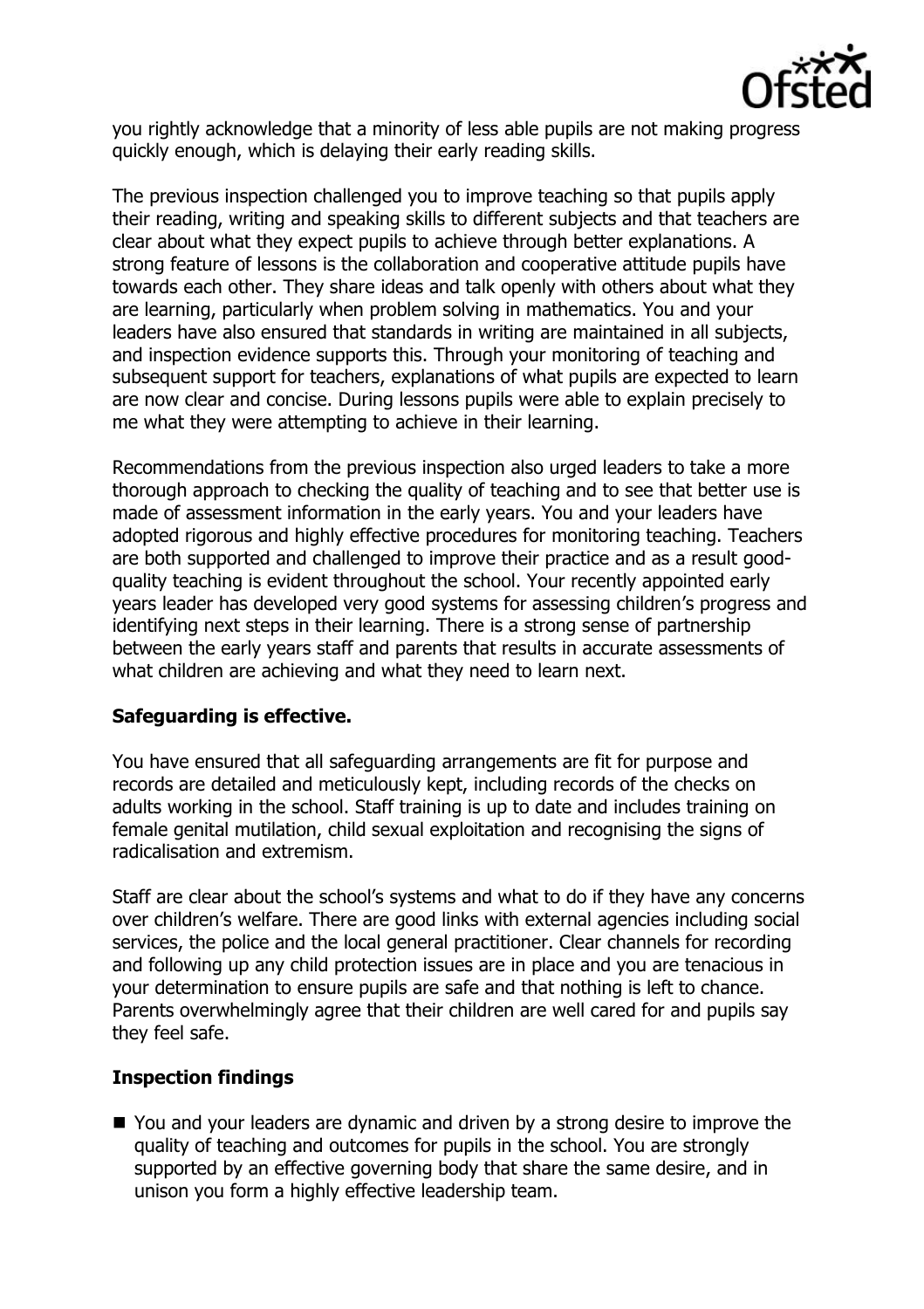you rightly acknowledge that a minority of less able pupils are not making progress quickly enough, which is delaying their early reading skills.

The previous inspection challenged you to improve teaching so that pupils apply their reading, writing and speaking skills to different subjects and that teachers are clear about what they expect pupils to achieve through better explanations. A strong feature of lessons is the collaboration and cooperative attitude pupils have towards each other. They share ideas and talk openly with others about what they are learning, particularly when problem solving in mathematics. You and your leaders have also ensured that standards in writing are maintained in all subjects, and inspection evidence supports this. Through your monitoring of teaching and subsequent support for teachers, explanations of what pupils are expected to learn are now clear and concise. During lessons pupils were able to explain precisely to me what they were attempting to achieve in their learning.

Recommendations from the previous inspection also urged leaders to take a more thorough approach to checking the quality of teaching and to see that better use is made of assessment information in the early years. You and your leaders have adopted rigorous and highly effective procedures for monitoring teaching. Teachers are both supported and challenged to improve their practice and as a result good-quality teaching is evident throughout the school. Your recently appointed early years leader has developed very good systems for assessing children's progress and identifying next steps in their learning. There is a strong sense of partnership between the early years staff and parents that results in accurate assessments of what children are achieving and what they need to learn next.

## Safeguarding is effective.

You have ensured that all safeguarding arrangements are fit for purpose and records are detailed and meticulously kept, including records of the checks on adults working in the school. Staff training is up to date and includes training on female genital mutilation, child sexual exploitation and recognising the signs of radicalisation and extremism.

Staff are clear about the school's systems and what to do if they have any concerns over children's welfare. There are good links with external agencies including social services, the police and the local general practitioner. Clear channels for recording and following up any child protection issues are in place and you are tenacious in your determination to ensure pupils are safe and that nothing is left to chance. Parents overwhelmingly agree that their children are well cared for and pupils say they feel safe.

## Inspection findings

- You and your leaders are dynamic and driven by a strong desire to improve the quality of teaching and outcomes for pupils in the school. You are strongly supported by an effective governing body that share the same desire, and in unison you form a highly effective leadership team.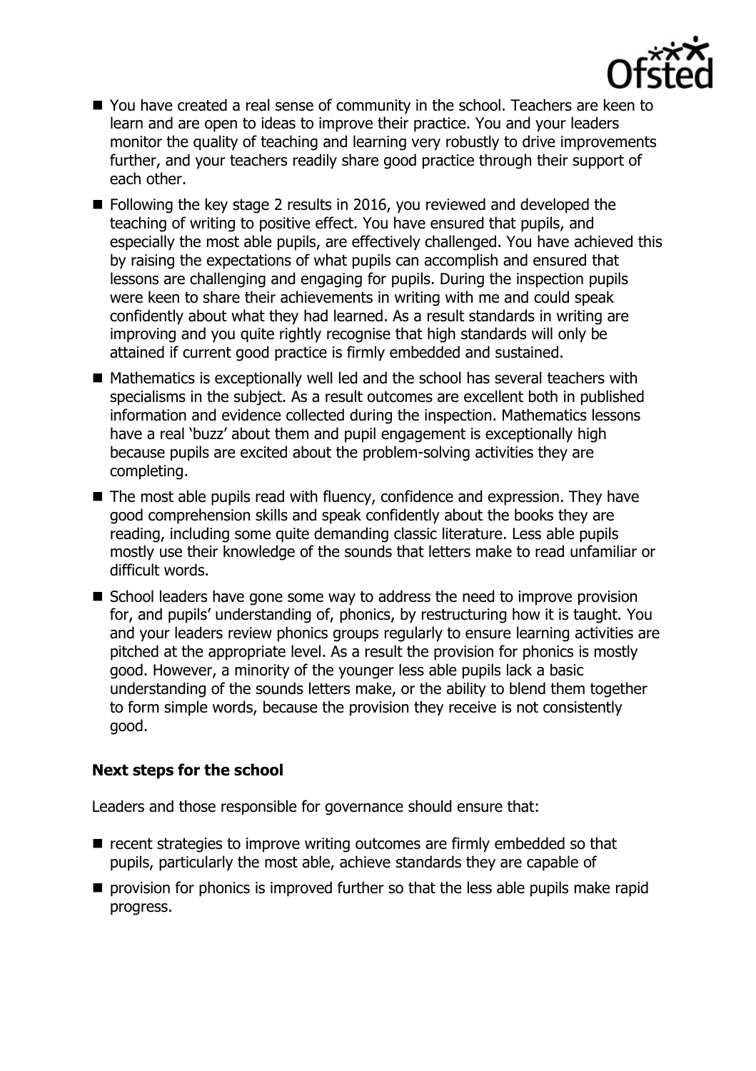- You have created a real sense of community in the school. Teachers are keen to learn and are open to ideas to improve their practice. You and your leaders monitor the quality of teaching and learning very robustly to drive improvements further, and your teachers readily share good practice through their support of each other.
- Following the key stage 2 results in 2016, you reviewed and developed the teaching of writing to positive effect. You have ensured that pupils, and especially the most able pupils, are effectively challenged. You have achieved this by raising the expectations of what pupils can accomplish and ensured that lessons are challenging and engaging for pupils. During the inspection pupils were keen to share their achievements in writing with me and could speak confidently about what they had learned. As a result standards in writing are improving and you quite rightly recognise that high standards will only be attained if current good practice is firmly embedded and sustained.
- Mathematics is exceptionally well led and the school has several teachers with specialisms in the subject. As a result outcomes are excellent both in published information and evidence collected during the inspection. Mathematics lessons have a real 'buzz' about them and pupil engagement is exceptionally high because pupils are excited about the problem-solving activities they are completing.
- The most able pupils read with fluency, confidence and expression. They have good comprehension skills and speak confidently about the books they are reading, including some quite demanding classic literature. Less able pupils mostly use their knowledge of the sounds that letters make to read unfamiliar or difficult words.
- School leaders have gone some way to address the need to improve provision for, and pupils' understanding of, phonics, by restructuring how it is taught. You and your leaders review phonics groups regularly to ensure learning activities are pitched at the appropriate level. As a result the provision for phonics is mostly good. However, a minority of the younger less able pupils lack a basic understanding of the sounds letters make, or the ability to blend them together to form simple words, because the provision they receive is not consistently good.

## Next steps for the school

Leaders and those responsible for governance should ensure that:

- recent strategies to improve writing outcomes are firmly embedded so that pupils, particularly the most able, achieve standards they are capable of
- provision for phonics is improved further so that the less able pupils make rapid progress.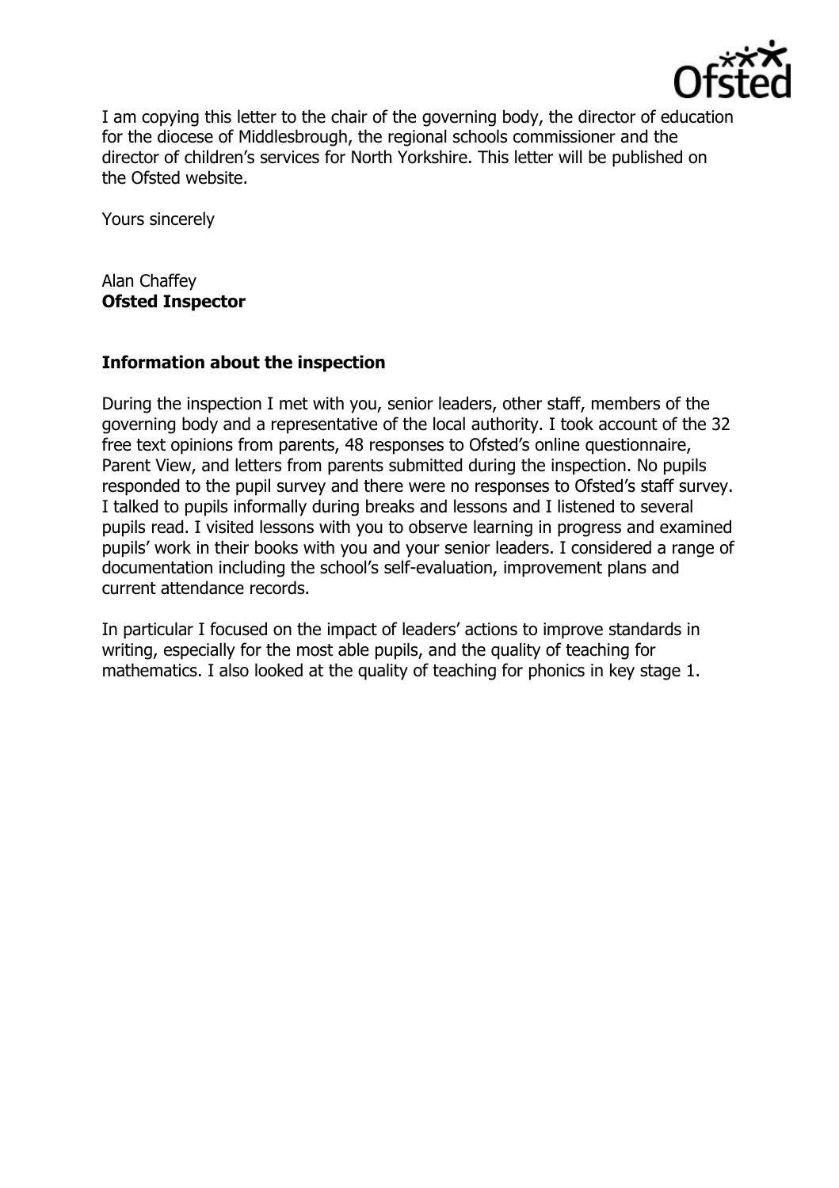I am copying this letter to the chair of the governing body, the director of education for the diocese of Middlesbrough, the regional schools commissioner and the director of children's services for North Yorkshire. This letter will be published on the Ofsted website.

Yours sincerely

Alan Chaffey
**Ofsted Inspector**

## Information about the inspection

During the inspection I met with you, senior leaders, other staff, members of the governing body and a representative of the local authority. I took account of the 32 free text opinions from parents, 48 responses to Ofsted's online questionnaire, Parent View, and letters from parents submitted during the inspection. No pupils responded to the pupil survey and there were no responses to Ofsted's staff survey. I talked to pupils informally during breaks and lessons and I listened to several pupils read. I visited lessons with you to observe learning in progress and examined pupils' work in their books with you and your senior leaders. I considered a range of documentation including the school's self-evaluation, improvement plans and current attendance records.

In particular I focused on the impact of leaders' actions to improve standards in writing, especially for the most able pupils, and the quality of teaching for mathematics. I also looked at the quality of teaching for phonics in key stage 1.